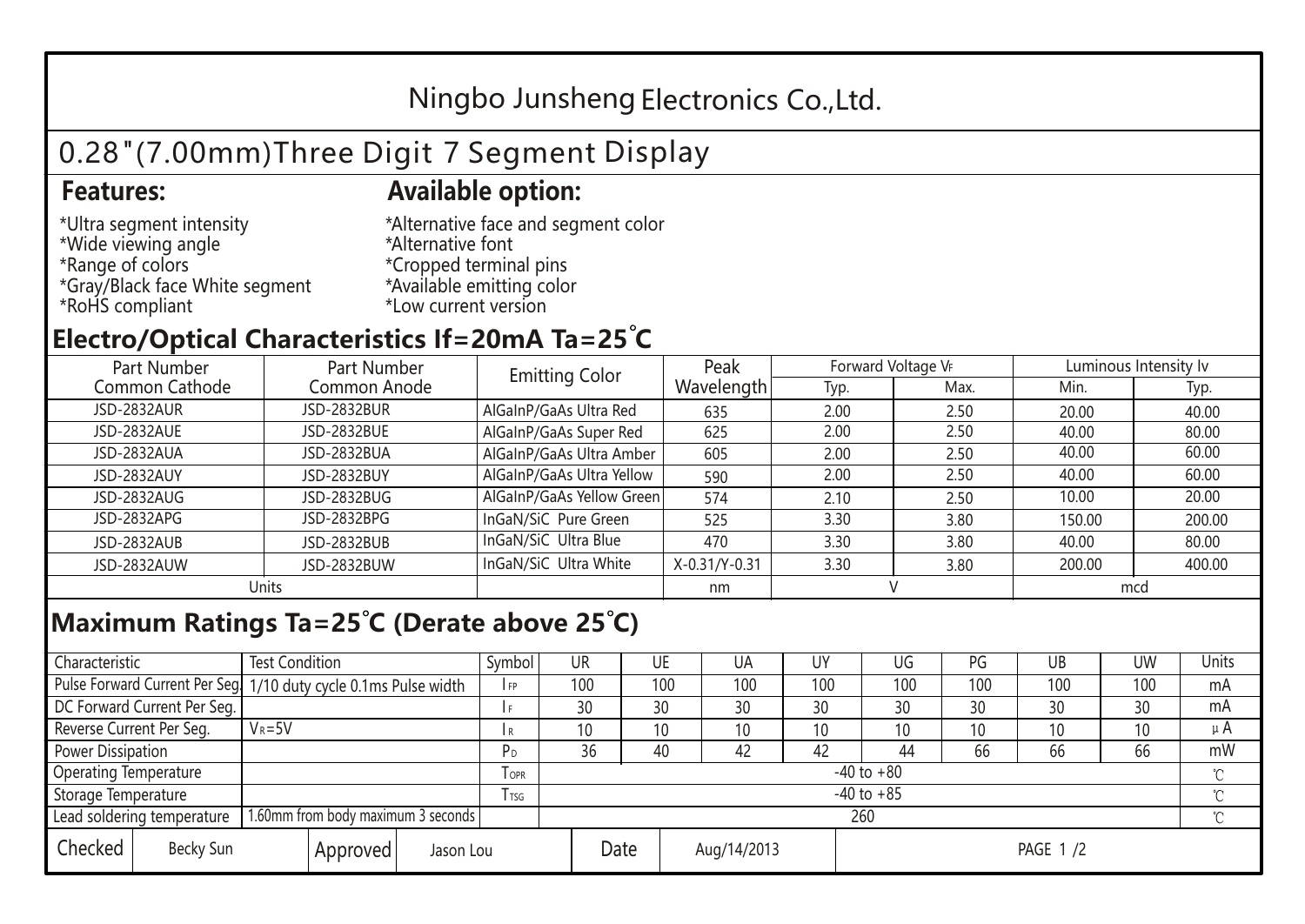# Ningbo Junsheng Electronics Co.,Ltd.

## 0.28"(7.00mm)Three Digit 7 Segment Display

### Features:

*Ultra segment intensity
*Wide viewing angle
*Range of colors
*Gray/Black face White segment
*RoHS compliant

### Available option:

*Alternative face and segment color
*Alternative font
*Cropped terminal pins
*Available emitting color
*Low current version

## Electro/Optical Characteristics If=20mA Ta=25˚C

| Part Number Common Cathode | Part Number Common Anode | Emitting Color | Peak Wavelength | Forward Voltage $V_F$ | | Luminous Intensity Iv | |
|---|---|---|---|---|---|---|---|
| | | | | Typ. | Max. | Min. | Typ. |
| JSD-2832AUR | JSD-2832BUR | AlGaInP/GaAs Ultra Red | 635 | 2.00 | 2.50 | 20.00 | 40.00 |
| JSD-2832AUE | JSD-2832BUE | AlGaInP/GaAs Super Red | 625 | 2.00 | 2.50 | 40.00 | 80.00 |
| JSD-2832AUA | JSD-2832BUA | AlGaInP/GaAs Ultra Amber | 605 | 2.00 | 2.50 | 40.00 | 60.00 |
| JSD-2832AUY | JSD-2832BUY | AlGaInP/GaAs Ultra Yellow | 590 | 2.00 | 2.50 | 40.00 | 60.00 |
| JSD-2832AUG | JSD-2832BUG | AlGaInP/GaAs Yellow Green | 574 | 2.10 | 2.50 | 10.00 | 20.00 |
| JSD-2832APG | JSD-2832BPG | InGaN/SiC Pure Green | 525 | 3.30 | 3.80 | 150.00 | 200.00 |
| JSD-2832AUB | JSD-2832BUB | InGaN/SiC Ultra Blue | 470 | 3.30 | 3.80 | 40.00 | 80.00 |
| JSD-2832AUW | JSD-2832BUW | InGaN/SiC Ultra White | X-0.31/Y-0.31 | 3.30 | 3.80 | 200.00 | 400.00 |
| Units | | | nm | V | | mcd | |

## Maximum Ratings Ta=25℃ (Derate above 25℃)

| Characteristic | Test Condition | Symbol | UR | UE | UA | UY | UG | PG | UB | UW | Units |
|---|---|---|---|---|---|---|---|---|---|---|---|
| Pulse Forward Current Per Seg. | 1/10 duty cycle 0.1ms Pulse width | $I_{FP}$ | 100 | 100 | 100 | 100 | 100 | 100 | 100 | 100 | mA |
| DC Forward Current Per Seg. | | $I_F$ | 30 | 30 | 30 | 30 | 30 | 30 | 30 | 30 | mA |
| Reverse Current Per Seg. | $V_R$=5V | $I_R$ | 10 | 10 | 10 | 10 | 10 | 10 | 10 | 10 | μA |
| Power Dissipation | | $P_D$ | 36 | 40 | 42 | 42 | 44 | 66 | 66 | 66 | mW |
| Operating Temperature | | $T_{OPR}$ | -40 to +80 | | | | | | | | ℃ |
| Storage Temperature | | $T_{TSG}$ | -40 to +85 | | | | | | | | ℃ |
| Lead soldering temperature | 1.60mm from body maximum 3 seconds | | 260 | | | | | | | | ℃ |

| Checked | Becky Sun | Approved | Jason Lou | Date | Aug/14/2013 |
|---|---|---|---|---|---|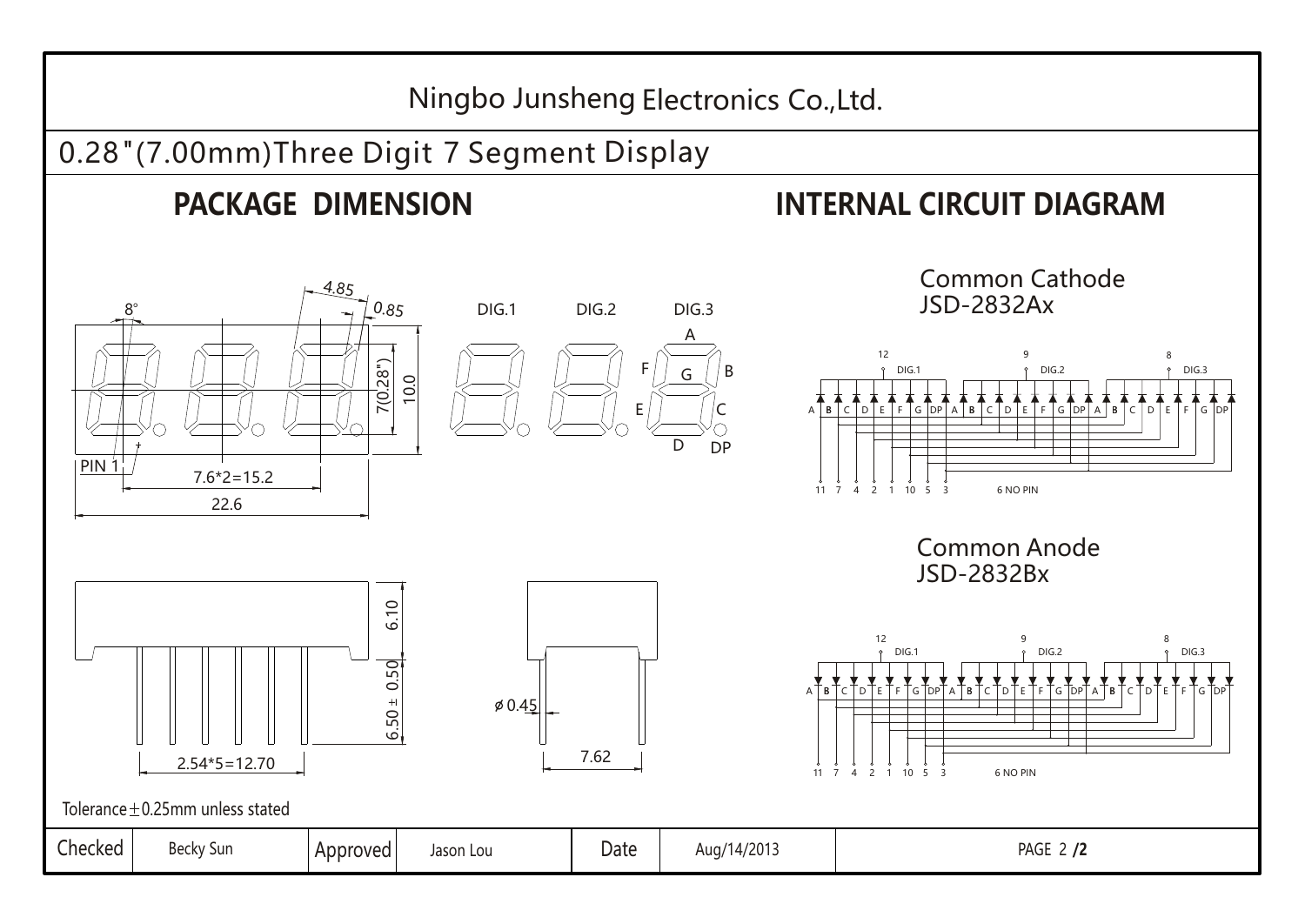Ningbo Junsheng Electronics Co.,Ltd.

0.28"(7.00mm)Three Digit 7 Segment Display

## PACKAGE DIMENSION

8°

4.85

0.85

7(0.28")

10.0

PIN 1

7.6*2=15.2

22.6

DIG.1 DIG.2 DIG.3

A B C D E F G DP

6.10

6.50 ± 0.50

2.54*5=12.70

ø 0.45

7.62

Tolerance ± 0.25mm unless stated

## INTERNAL CIRCUIT DIAGRAM

Common Cathode
JSD-2832Ax

12 DIG.1 9 DIG.2 8 DIG.3

A B C D E F G DP

11 7 4 2 1 10 5 3 6 NO PIN

Common Anode
JSD-2832Bx

12 DIG.1 9 DIG.2 8 DIG.3

A B C D E F G DP

11 7 4 2 1 10 5 3 6 NO PIN

| Checked | Becky Sun | Approved | Jason Lou | Date | Aug/14/2013 |
|---|---|---|---|---|---|